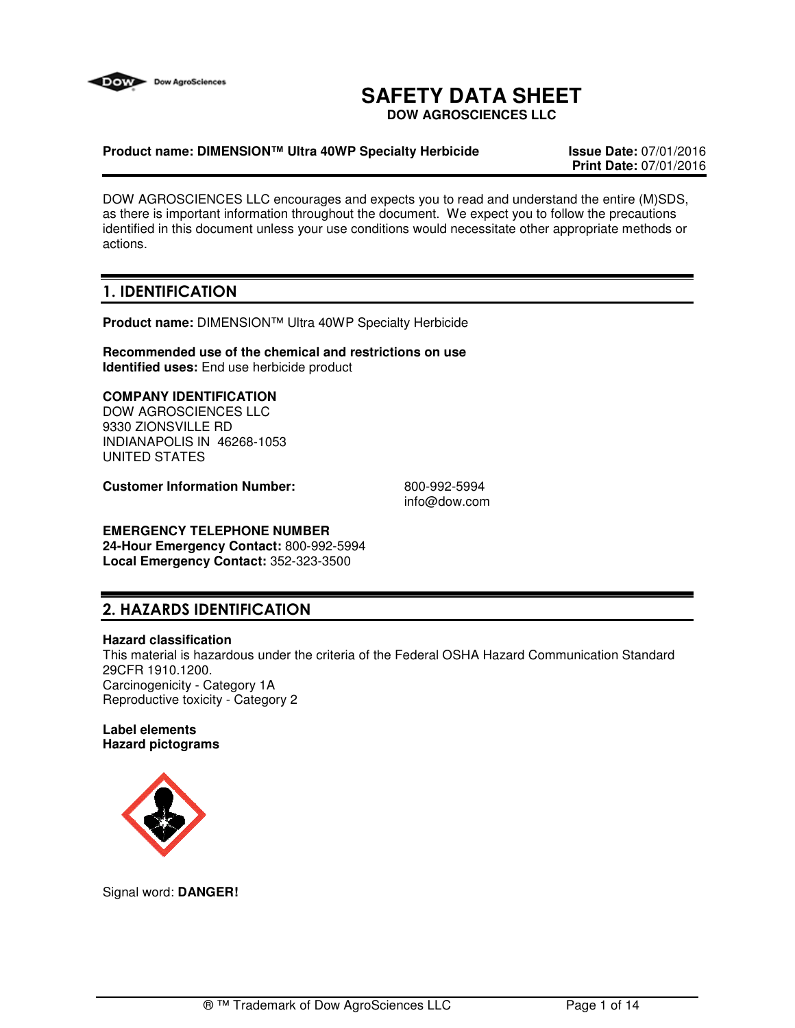# SAFETY DATA SHEET

**DOW AGROSCIENCES LLC**

**Product name: DIMENSION™ Ultra 40WP Specialty Herbicide**

**Issue Date:** 07/01/2016
**Print Date:** 07/01/2016

DOW AGROSCIENCES LLC encourages and expects you to read and understand the entire (M)SDS, as there is important information throughout the document. We expect you to follow the precautions identified in this document unless your use conditions would necessitate other appropriate methods or actions.

## 1. IDENTIFICATION

**Product name:** DIMENSION™ Ultra 40WP Specialty Herbicide

**Recommended use of the chemical and restrictions on use**
**Identified uses:** End use herbicide product

**COMPANY IDENTIFICATION**
DOW AGROSCIENCES LLC
9330 ZIONSVILLE RD
INDIANAPOLIS IN 46268-1053
UNITED STATES

**Customer Information Number:** 800-992-5994
info@dow.com

**EMERGENCY TELEPHONE NUMBER**
**24-Hour Emergency Contact:** 800-992-5994
**Local Emergency Contact:** 352-323-3500

## 2. HAZARDS IDENTIFICATION

**Hazard classification**
This material is hazardous under the criteria of the Federal OSHA Hazard Communication Standard 29CFR 1910.1200.
Carcinogenicity - Category 1A
Reproductive toxicity - Category 2

**Label elements**
**Hazard pictograms**

Signal word: **DANGER!**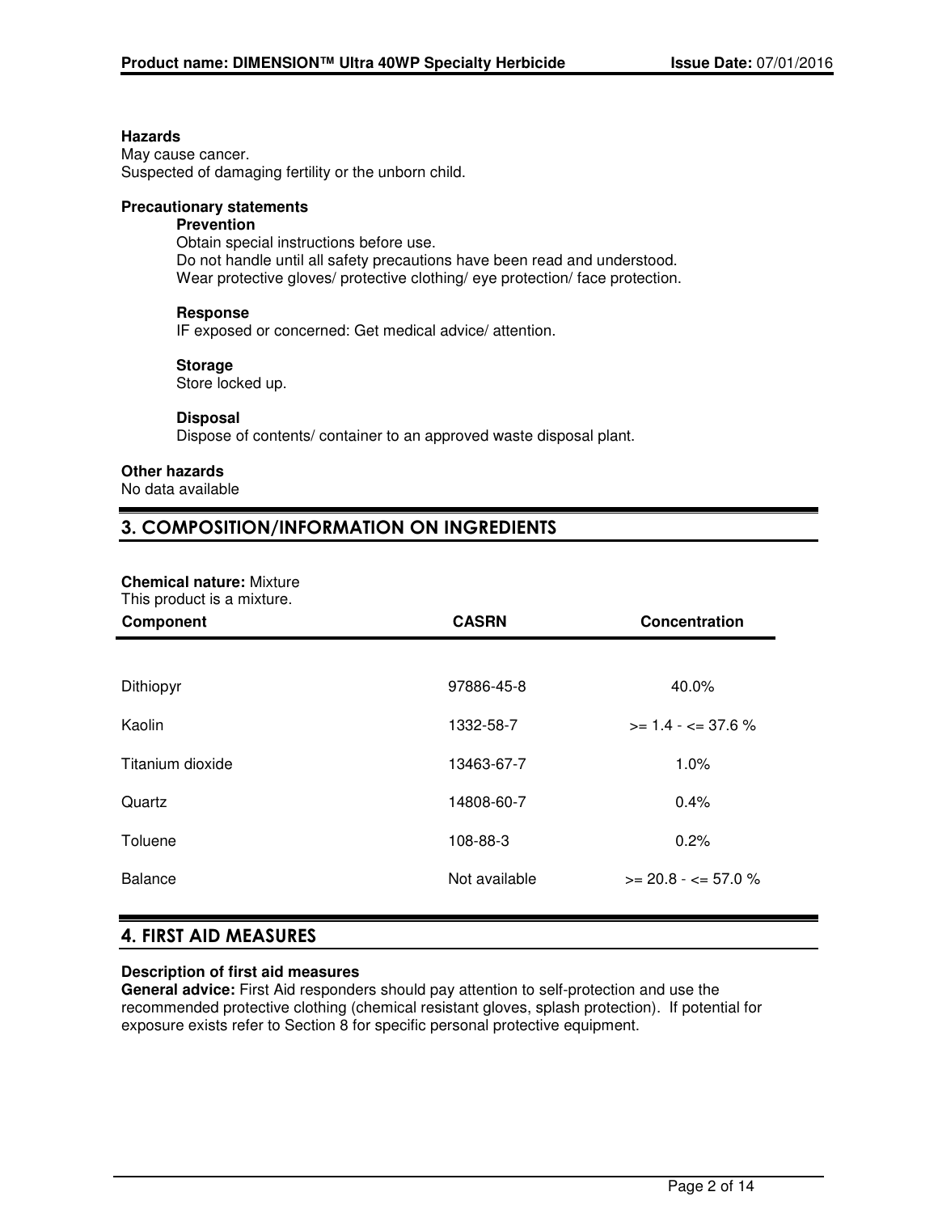**Hazards**
May cause cancer.
Suspected of damaging fertility or the unborn child.

**Precautionary statements**

**Prevention**
Obtain special instructions before use.
Do not handle until all safety precautions have been read and understood.
Wear protective gloves/ protective clothing/ eye protection/ face protection.

**Response**
IF exposed or concerned: Get medical advice/ attention.

**Storage**
Store locked up.

**Disposal**
Dispose of contents/ container to an approved waste disposal plant.

**Other hazards**
No data available

## 3. COMPOSITION/INFORMATION ON INGREDIENTS

**Chemical nature:** Mixture
This product is a mixture.

| Component | CASRN | Concentration |
|---|---|---|
| Dithiopyr | 97886-45-8 | 40.0% |
| Kaolin | 1332-58-7 | >= 1.4 - <= 37.6 % |
| Titanium dioxide | 13463-67-7 | 1.0% |
| Quartz | 14808-60-7 | 0.4% |
| Toluene | 108-88-3 | 0.2% |
| Balance | Not available | >= 20.8 - <= 57.0 % |

## 4. FIRST AID MEASURES

**Description of first aid measures**
**General advice:** First Aid responders should pay attention to self-protection and use the recommended protective clothing (chemical resistant gloves, splash protection). If potential for exposure exists refer to Section 8 for specific personal protective equipment.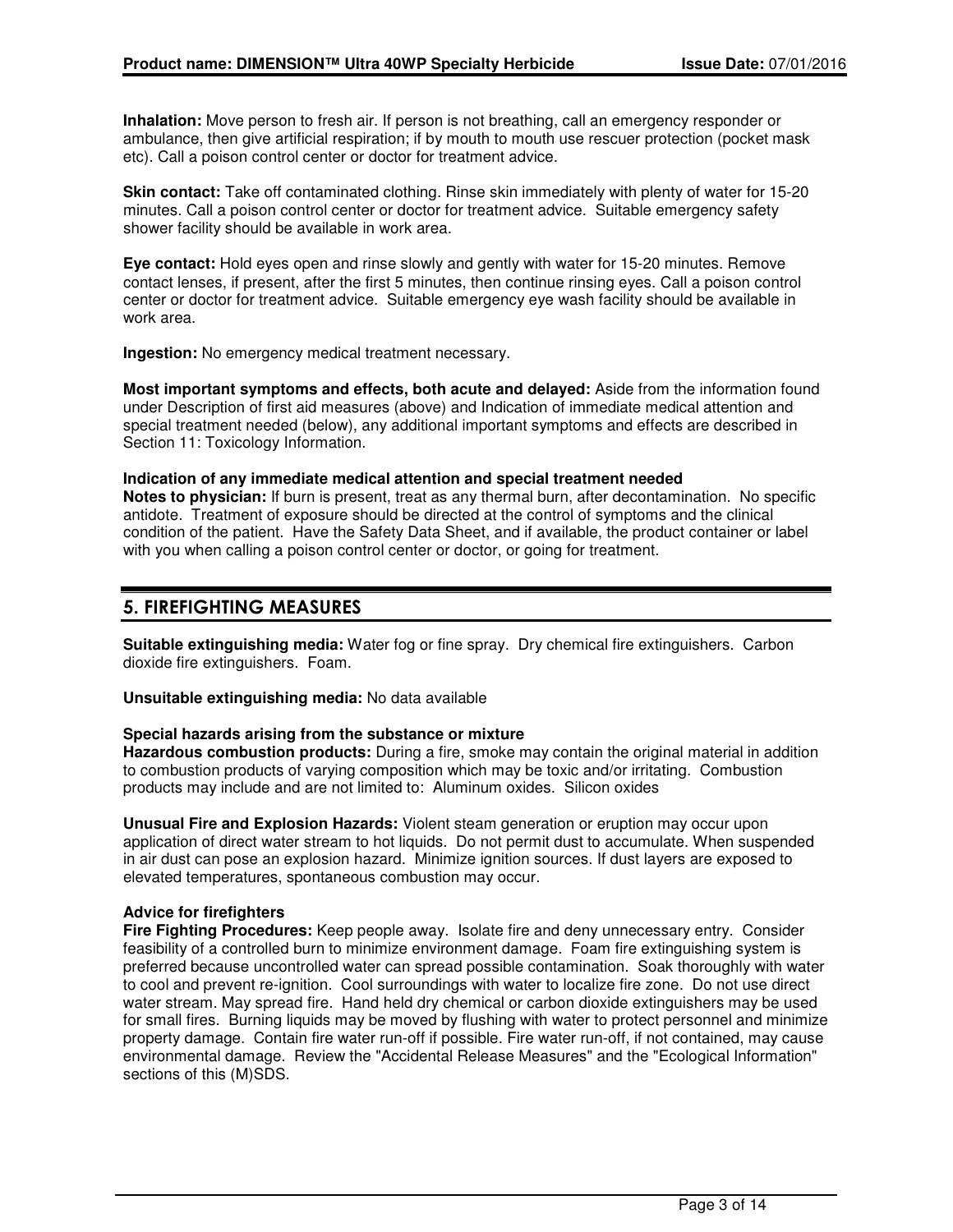**Inhalation:** Move person to fresh air. If person is not breathing, call an emergency responder or ambulance, then give artificial respiration; if by mouth to mouth use rescuer protection (pocket mask etc). Call a poison control center or doctor for treatment advice.

**Skin contact:** Take off contaminated clothing. Rinse skin immediately with plenty of water for 15-20 minutes. Call a poison control center or doctor for treatment advice. Suitable emergency safety shower facility should be available in work area.

**Eye contact:** Hold eyes open and rinse slowly and gently with water for 15-20 minutes. Remove contact lenses, if present, after the first 5 minutes, then continue rinsing eyes. Call a poison control center or doctor for treatment advice. Suitable emergency eye wash facility should be available in work area.

**Ingestion:** No emergency medical treatment necessary.

**Most important symptoms and effects, both acute and delayed:** Aside from the information found under Description of first aid measures (above) and Indication of immediate medical attention and special treatment needed (below), any additional important symptoms and effects are described in Section 11: Toxicology Information.

**Indication of any immediate medical attention and special treatment needed**
**Notes to physician:** If burn is present, treat as any thermal burn, after decontamination. No specific antidote. Treatment of exposure should be directed at the control of symptoms and the clinical condition of the patient. Have the Safety Data Sheet, and if available, the product container or label with you when calling a poison control center or doctor, or going for treatment.

## 5. FIREFIGHTING MEASURES

**Suitable extinguishing media:** Water fog or fine spray. Dry chemical fire extinguishers. Carbon dioxide fire extinguishers. Foam.

**Unsuitable extinguishing media:** No data available

**Special hazards arising from the substance or mixture**
**Hazardous combustion products:** During a fire, smoke may contain the original material in addition to combustion products of varying composition which may be toxic and/or irritating. Combustion products may include and are not limited to: Aluminum oxides. Silicon oxides

**Unusual Fire and Explosion Hazards:** Violent steam generation or eruption may occur upon application of direct water stream to hot liquids. Do not permit dust to accumulate. When suspended in air dust can pose an explosion hazard. Minimize ignition sources. If dust layers are exposed to elevated temperatures, spontaneous combustion may occur.

**Advice for firefighters**
**Fire Fighting Procedures:** Keep people away. Isolate fire and deny unnecessary entry. Consider feasibility of a controlled burn to minimize environment damage. Foam fire extinguishing system is preferred because uncontrolled water can spread possible contamination. Soak thoroughly with water to cool and prevent re-ignition. Cool surroundings with water to localize fire zone. Do not use direct water stream. May spread fire. Hand held dry chemical or carbon dioxide extinguishers may be used for small fires. Burning liquids may be moved by flushing with water to protect personnel and minimize property damage. Contain fire water run-off if possible. Fire water run-off, if not contained, may cause environmental damage. Review the "Accidental Release Measures" and the "Ecological Information" sections of this (M)SDS.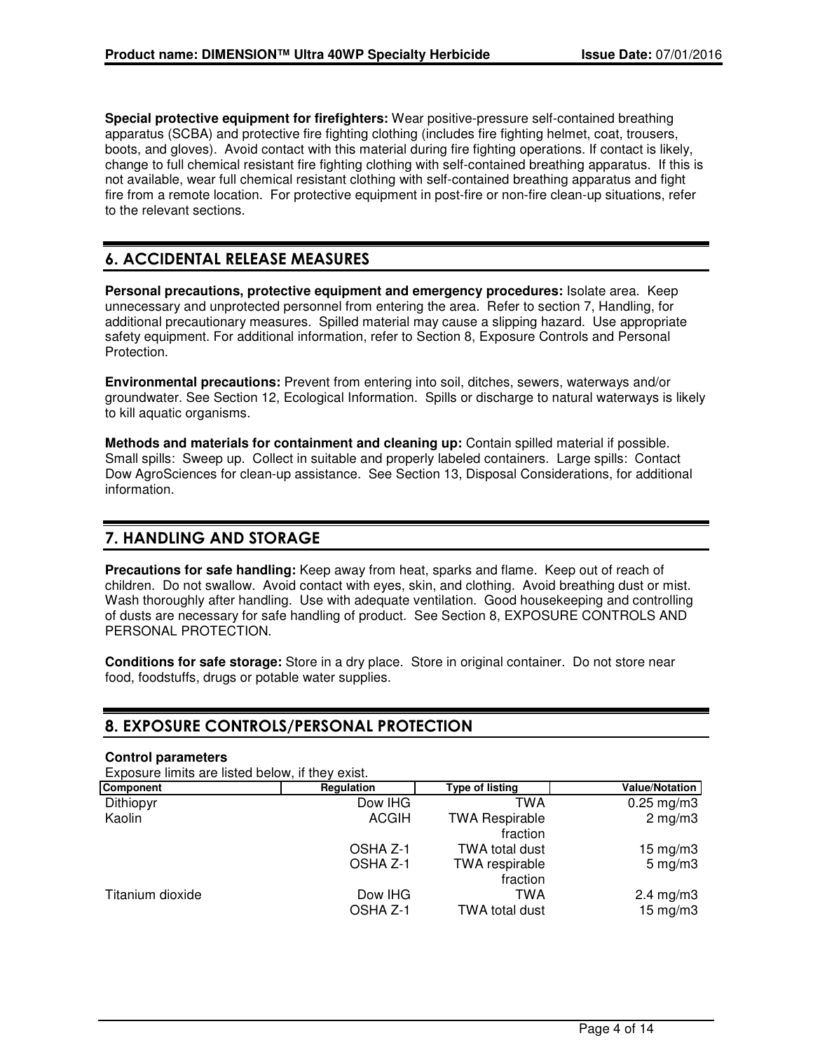**Special protective equipment for firefighters:** Wear positive-pressure self-contained breathing apparatus (SCBA) and protective fire fighting clothing (includes fire fighting helmet, coat, trousers, boots, and gloves). Avoid contact with this material during fire fighting operations. If contact is likely, change to full chemical resistant fire fighting clothing with self-contained breathing apparatus. If this is not available, wear full chemical resistant clothing with self-contained breathing apparatus and fight fire from a remote location. For protective equipment in post-fire or non-fire clean-up situations, refer to the relevant sections.

## 6. ACCIDENTAL RELEASE MEASURES

**Personal precautions, protective equipment and emergency procedures:** Isolate area. Keep unnecessary and unprotected personnel from entering the area. Refer to section 7, Handling, for additional precautionary measures. Spilled material may cause a slipping hazard. Use appropriate safety equipment. For additional information, refer to Section 8, Exposure Controls and Personal Protection.

**Environmental precautions:** Prevent from entering into soil, ditches, sewers, waterways and/or groundwater. See Section 12, Ecological Information. Spills or discharge to natural waterways is likely to kill aquatic organisms.

**Methods and materials for containment and cleaning up:** Contain spilled material if possible. Small spills: Sweep up. Collect in suitable and properly labeled containers. Large spills: Contact Dow AgroSciences for clean-up assistance. See Section 13, Disposal Considerations, for additional information.

## 7. HANDLING AND STORAGE

**Precautions for safe handling:** Keep away from heat, sparks and flame. Keep out of reach of children. Do not swallow. Avoid contact with eyes, skin, and clothing. Avoid breathing dust or mist. Wash thoroughly after handling. Use with adequate ventilation. Good housekeeping and controlling of dusts are necessary for safe handling of product. See Section 8, EXPOSURE CONTROLS AND PERSONAL PROTECTION.

**Conditions for safe storage:** Store in a dry place. Store in original container. Do not store near food, foodstuffs, drugs or potable water supplies.

## 8. EXPOSURE CONTROLS/PERSONAL PROTECTION

**Control parameters**

Exposure limits are listed below, if they exist.

| Component | Regulation | Type of listing | Value/Notation |
|---|---|---|---|
| Dithiopyr | Dow IHG | TWA | 0.25 mg/m3 |
| Kaolin | ACGIH | TWA Respirable fraction | 2 mg/m3 |
| | OSHA Z-1 | TWA total dust | 15 mg/m3 |
| | OSHA Z-1 | TWA respirable fraction | 5 mg/m3 |
| Titanium dioxide | Dow IHG | TWA | 2.4 mg/m3 |
| | OSHA Z-1 | TWA total dust | 15 mg/m3 |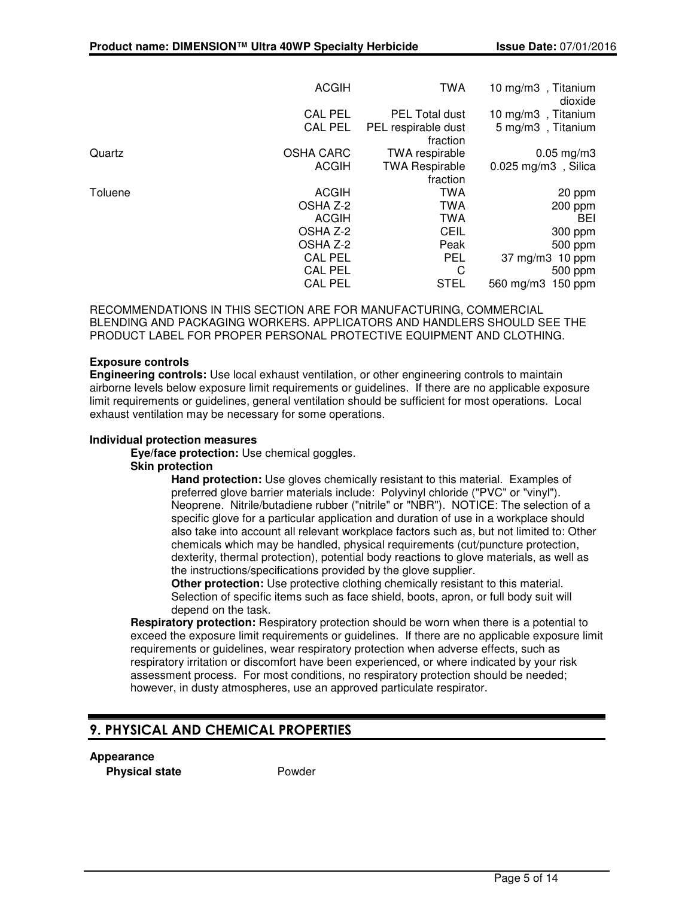| Component | Regulation | Type of listing | Value/Notation |
|---|---|---|---|
| | ACGIH | TWA | 10 mg/m3 , Titanium dioxide |
| | CAL PEL | PEL Total dust | 10 mg/m3 , Titanium |
| | CAL PEL | PEL respirable dust fraction | 5 mg/m3 , Titanium |
| Quartz | OSHA CARC | TWA respirable | 0.05 mg/m3 |
| | ACGIH | TWA Respirable fraction | 0.025 mg/m3 , Silica |
| Toluene | ACGIH | TWA | 20 ppm |
| | OSHA Z-2 | TWA | 200 ppm |
| | ACGIH | TWA | BEI |
| | OSHA Z-2 | CEIL | 300 ppm |
| | OSHA Z-2 | Peak | 500 ppm |
| | CAL PEL | PEL | 37 mg/m3 10 ppm |
| | CAL PEL | C | 500 ppm |
| | CAL PEL | STEL | 560 mg/m3 150 ppm |

RECOMMENDATIONS IN THIS SECTION ARE FOR MANUFACTURING, COMMERCIAL BLENDING AND PACKAGING WORKERS. APPLICATORS AND HANDLERS SHOULD SEE THE PRODUCT LABEL FOR PROPER PERSONAL PROTECTIVE EQUIPMENT AND CLOTHING.

**Exposure controls**

**Engineering controls:** Use local exhaust ventilation, or other engineering controls to maintain airborne levels below exposure limit requirements or guidelines. If there are no applicable exposure limit requirements or guidelines, general ventilation should be sufficient for most operations. Local exhaust ventilation may be necessary for some operations.

**Individual protection measures**

**Eye/face protection:** Use chemical goggles.

**Skin protection**

**Hand protection:** Use gloves chemically resistant to this material. Examples of preferred glove barrier materials include: Polyvinyl chloride ("PVC" or "vinyl"). Neoprene. Nitrile/butadiene rubber ("nitrile" or "NBR"). NOTICE: The selection of a specific glove for a particular application and duration of use in a workplace should also take into account all relevant workplace factors such as, but not limited to: Other chemicals which may be handled, physical requirements (cut/puncture protection, dexterity, thermal protection), potential body reactions to glove materials, as well as the instructions/specifications provided by the glove supplier.

**Other protection:** Use protective clothing chemically resistant to this material. Selection of specific items such as face shield, boots, apron, or full body suit will depend on the task.

**Respiratory protection:** Respiratory protection should be worn when there is a potential to exceed the exposure limit requirements or guidelines. If there are no applicable exposure limit requirements or guidelines, wear respiratory protection when adverse effects, such as respiratory irritation or discomfort have been experienced, or where indicated by your risk assessment process. For most conditions, no respiratory protection should be needed; however, in dusty atmospheres, use an approved particulate respirator.

## 9. PHYSICAL AND CHEMICAL PROPERTIES

**Appearance**

**Physical state** Powder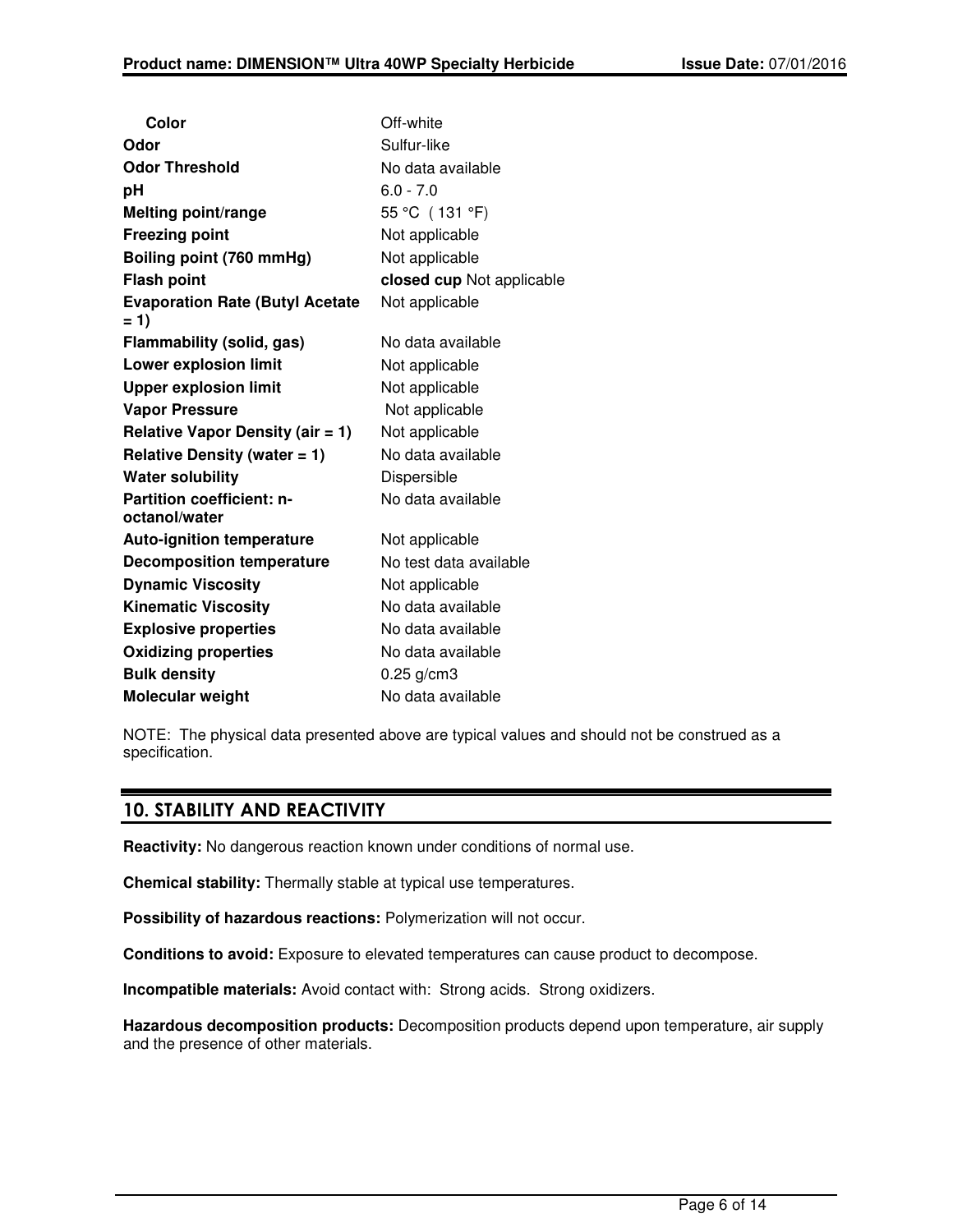| Property | Value |
| --- | --- |
| **Color** | Off-white |
| **Odor** | Sulfur-like |
| **Odor Threshold** | No data available |
| **pH** | 6.0 - 7.0 |
| **Melting point/range** | 55 °C ( 131 °F) |
| **Freezing point** | Not applicable |
| **Boiling point (760 mmHg)** | Not applicable |
| **Flash point** | **closed cup** Not applicable |
| **Evaporation Rate (Butyl Acetate = 1)** | Not applicable |
| **Flammability (solid, gas)** | No data available |
| **Lower explosion limit** | Not applicable |
| **Upper explosion limit** | Not applicable |
| **Vapor Pressure** | Not applicable |
| **Relative Vapor Density (air = 1)** | Not applicable |
| **Relative Density (water = 1)** | No data available |
| **Water solubility** | Dispersible |
| **Partition coefficient: n-octanol/water** | No data available |
| **Auto-ignition temperature** | Not applicable |
| **Decomposition temperature** | No test data available |
| **Dynamic Viscosity** | Not applicable |
| **Kinematic Viscosity** | No data available |
| **Explosive properties** | No data available |
| **Oxidizing properties** | No data available |
| **Bulk density** | 0.25 g/cm3 |
| **Molecular weight** | No data available |

NOTE: The physical data presented above are typical values and should not be construed as a specification.

## 10. STABILITY AND REACTIVITY

**Reactivity:** No dangerous reaction known under conditions of normal use.

**Chemical stability:** Thermally stable at typical use temperatures.

**Possibility of hazardous reactions:** Polymerization will not occur.

**Conditions to avoid:** Exposure to elevated temperatures can cause product to decompose.

**Incompatible materials:** Avoid contact with: Strong acids. Strong oxidizers.

**Hazardous decomposition products:** Decomposition products depend upon temperature, air supply and the presence of other materials.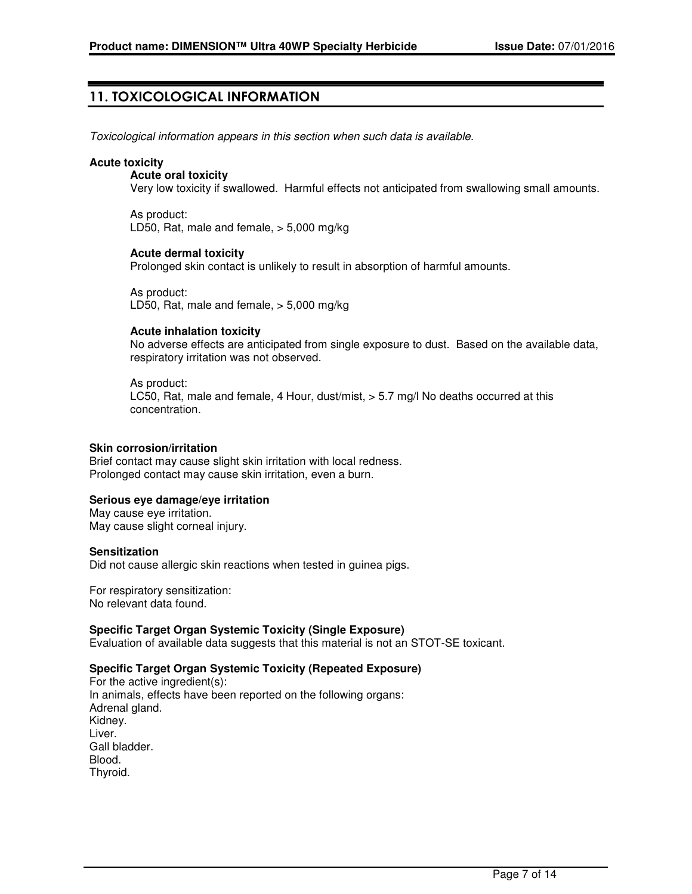## 11. TOXICOLOGICAL INFORMATION

*Toxicological information appears in this section when such data is available.*

**Acute toxicity**

**Acute oral toxicity**

Very low toxicity if swallowed. Harmful effects not anticipated from swallowing small amounts.

As product:
LD50, Rat, male and female, > 5,000 mg/kg

**Acute dermal toxicity**

Prolonged skin contact is unlikely to result in absorption of harmful amounts.

As product:
LD50, Rat, male and female, > 5,000 mg/kg

**Acute inhalation toxicity**

No adverse effects are anticipated from single exposure to dust. Based on the available data, respiratory irritation was not observed.

As product:
LC50, Rat, male and female, 4 Hour, dust/mist, > 5.7 mg/l No deaths occurred at this concentration.

**Skin corrosion/irritation**

Brief contact may cause slight skin irritation with local redness.
Prolonged contact may cause skin irritation, even a burn.

**Serious eye damage/eye irritation**

May cause eye irritation.
May cause slight corneal injury.

**Sensitization**

Did not cause allergic skin reactions when tested in guinea pigs.

For respiratory sensitization:
No relevant data found.

**Specific Target Organ Systemic Toxicity (Single Exposure)**

Evaluation of available data suggests that this material is not an STOT-SE toxicant.

**Specific Target Organ Systemic Toxicity (Repeated Exposure)**

For the active ingredient(s):
In animals, effects have been reported on the following organs:
Adrenal gland.
Kidney.
Liver.
Gall bladder.
Blood.
Thyroid.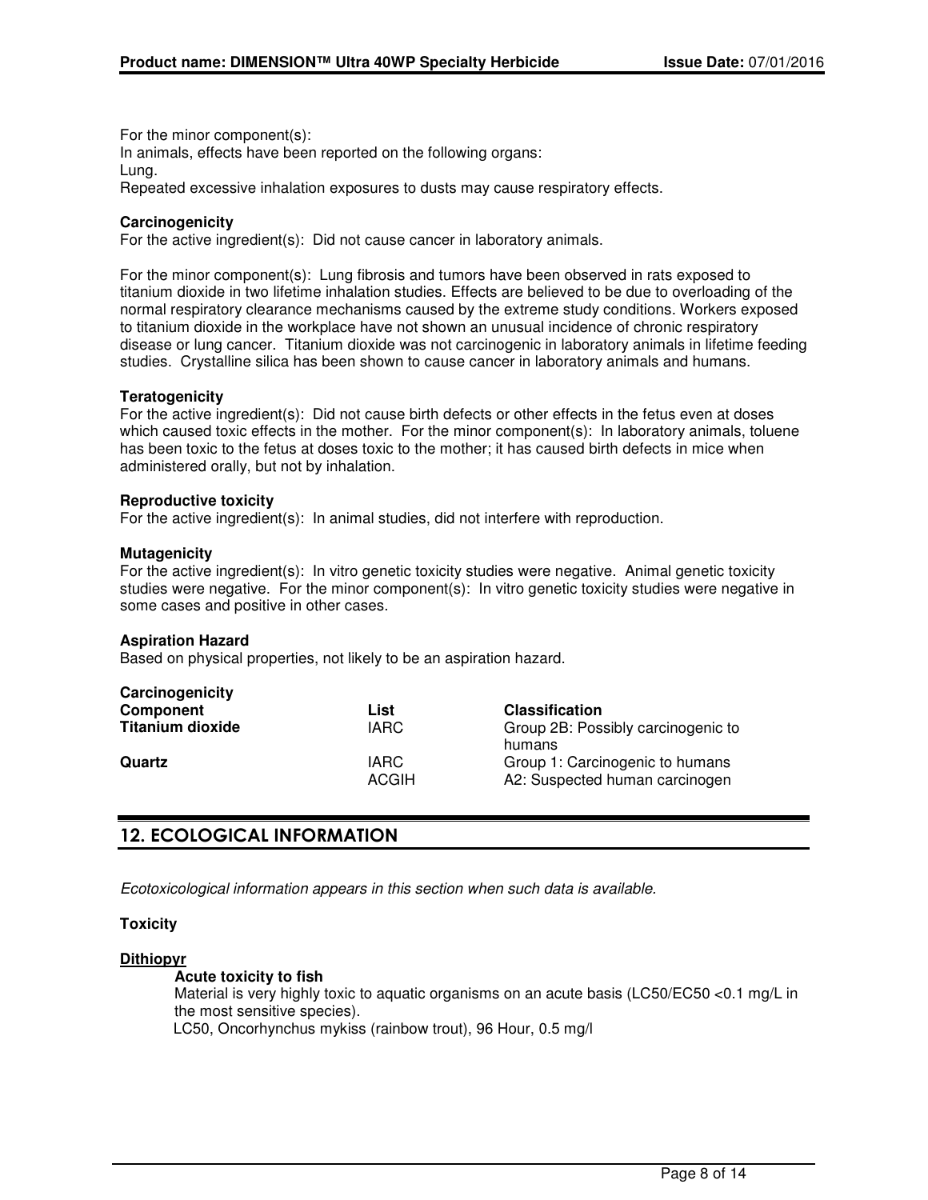For the minor component(s):
In animals, effects have been reported on the following organs:
Lung.
Repeated excessive inhalation exposures to dusts may cause respiratory effects.

**Carcinogenicity**
For the active ingredient(s): Did not cause cancer in laboratory animals.

For the minor component(s): Lung fibrosis and tumors have been observed in rats exposed to titanium dioxide in two lifetime inhalation studies. Effects are believed to be due to overloading of the normal respiratory clearance mechanisms caused by the extreme study conditions. Workers exposed to titanium dioxide in the workplace have not shown an unusual incidence of chronic respiratory disease or lung cancer. Titanium dioxide was not carcinogenic in laboratory animals in lifetime feeding studies. Crystalline silica has been shown to cause cancer in laboratory animals and humans.

**Teratogenicity**
For the active ingredient(s): Did not cause birth defects or other effects in the fetus even at doses which caused toxic effects in the mother. For the minor component(s): In laboratory animals, toluene has been toxic to the fetus at doses toxic to the mother; it has caused birth defects in mice when administered orally, but not by inhalation.

**Reproductive toxicity**
For the active ingredient(s): In animal studies, did not interfere with reproduction.

**Mutagenicity**
For the active ingredient(s): In vitro genetic toxicity studies were negative. Animal genetic toxicity studies were negative. For the minor component(s): In vitro genetic toxicity studies were negative in some cases and positive in other cases.

**Aspiration Hazard**
Based on physical properties, not likely to be an aspiration hazard.

**Carcinogenicity**

| Component | List | Classification |
|---|---|---|
| **Titanium dioxide** | IARC | Group 2B: Possibly carcinogenic to humans |
| **Quartz** | IARC | Group 1: Carcinogenic to humans |
| | ACGIH | A2: Suspected human carcinogen |

## 12. ECOLOGICAL INFORMATION

*Ecotoxicological information appears in this section when such data is available.*

**Toxicity**

**Dithiopyr**

**Acute toxicity to fish**
Material is very highly toxic to aquatic organisms on an acute basis (LC50/EC50 <0.1 mg/L in the most sensitive species).
LC50, Oncorhynchus mykiss (rainbow trout), 96 Hour, 0.5 mg/l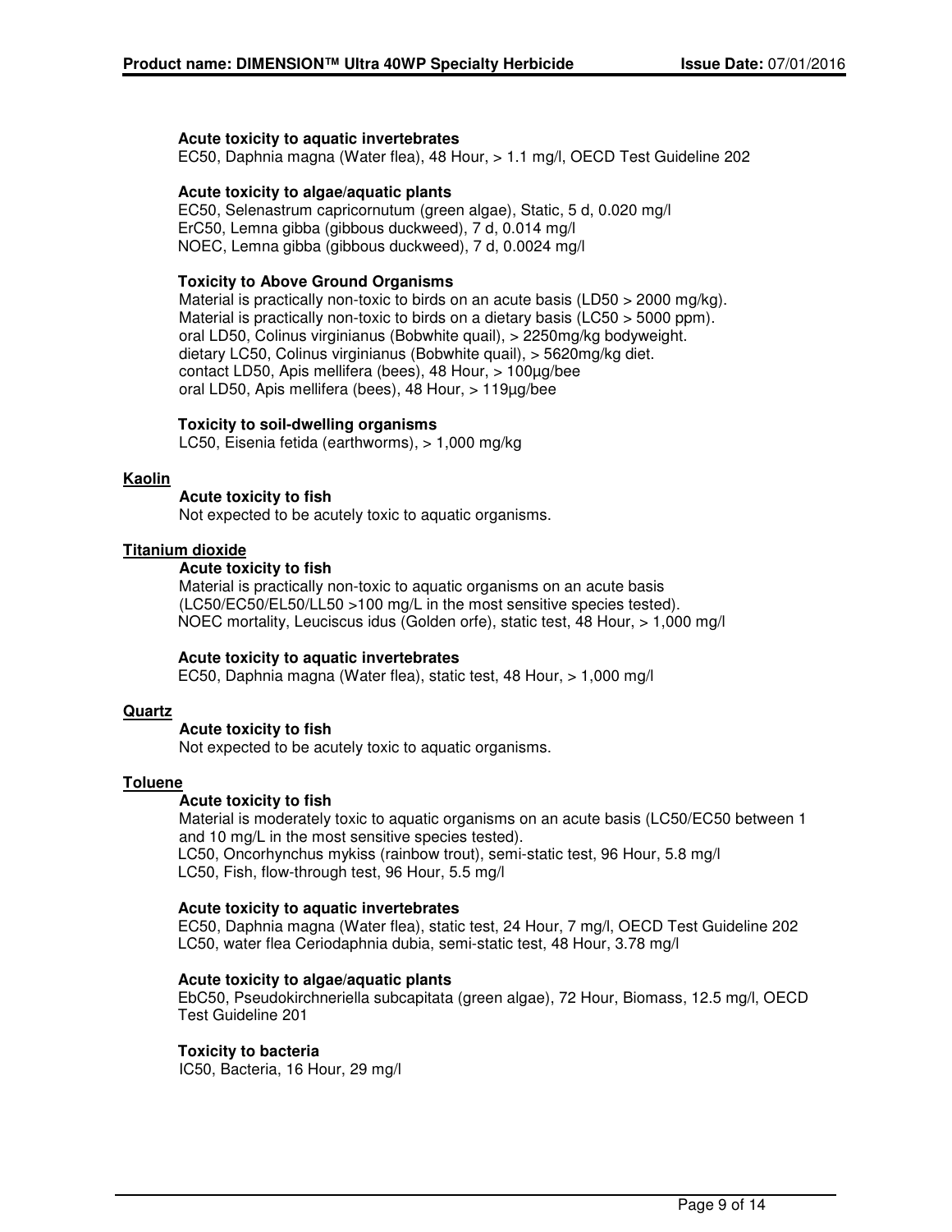**Acute toxicity to aquatic invertebrates**
EC50, Daphnia magna (Water flea), 48 Hour, > 1.1 mg/l, OECD Test Guideline 202

**Acute toxicity to algae/aquatic plants**
EC50, Selenastrum capricornutum (green algae), Static, 5 d, 0.020 mg/l
ErC50, Lemna gibba (gibbous duckweed), 7 d, 0.014 mg/l
NOEC, Lemna gibba (gibbous duckweed), 7 d, 0.0024 mg/l

**Toxicity to Above Ground Organisms**
Material is practically non-toxic to birds on an acute basis (LD50 > 2000 mg/kg).
Material is practically non-toxic to birds on a dietary basis (LC50 > 5000 ppm).
oral LD50, Colinus virginianus (Bobwhite quail), > 2250mg/kg bodyweight.
dietary LC50, Colinus virginianus (Bobwhite quail), > 5620mg/kg diet.
contact LD50, Apis mellifera (bees), 48 Hour, > 100µg/bee
oral LD50, Apis mellifera (bees), 48 Hour, > 119µg/bee

**Toxicity to soil-dwelling organisms**
LC50, Eisenia fetida (earthworms), > 1,000 mg/kg

**Kaolin**

**Acute toxicity to fish**
Not expected to be acutely toxic to aquatic organisms.

**Titanium dioxide**

**Acute toxicity to fish**
Material is practically non-toxic to aquatic organisms on an acute basis (LC50/EC50/EL50/LL50 >100 mg/L in the most sensitive species tested).
NOEC mortality, Leuciscus idus (Golden orfe), static test, 48 Hour, > 1,000 mg/l

**Acute toxicity to aquatic invertebrates**
EC50, Daphnia magna (Water flea), static test, 48 Hour, > 1,000 mg/l

**Quartz**

**Acute toxicity to fish**
Not expected to be acutely toxic to aquatic organisms.

**Toluene**

**Acute toxicity to fish**
Material is moderately toxic to aquatic organisms on an acute basis (LC50/EC50 between 1 and 10 mg/L in the most sensitive species tested).
LC50, Oncorhynchus mykiss (rainbow trout), semi-static test, 96 Hour, 5.8 mg/l
LC50, Fish, flow-through test, 96 Hour, 5.5 mg/l

**Acute toxicity to aquatic invertebrates**
EC50, Daphnia magna (Water flea), static test, 24 Hour, 7 mg/l, OECD Test Guideline 202
LC50, water flea Ceriodaphnia dubia, semi-static test, 48 Hour, 3.78 mg/l

**Acute toxicity to algae/aquatic plants**
EbC50, Pseudokirchneriella subcapitata (green algae), 72 Hour, Biomass, 12.5 mg/l, OECD Test Guideline 201

**Toxicity to bacteria**
IC50, Bacteria, 16 Hour, 29 mg/l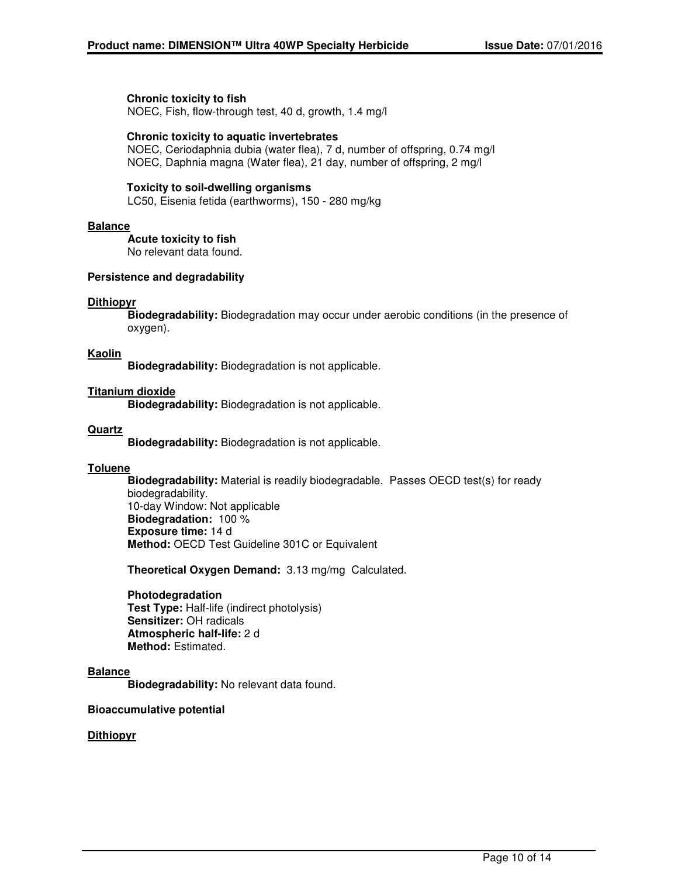**Chronic toxicity to fish**

NOEC, Fish, flow-through test, 40 d, growth, 1.4 mg/l

**Chronic toxicity to aquatic invertebrates**

NOEC, Ceriodaphnia dubia (water flea), 7 d, number of offspring, 0.74 mg/l
NOEC, Daphnia magna (Water flea), 21 day, number of offspring, 2 mg/l

**Toxicity to soil-dwelling organisms**

LC50, Eisenia fetida (earthworms), 150 - 280 mg/kg

**Balance**

**Acute toxicity to fish**

No relevant data found.

**Persistence and degradability**

**Dithiopyr**

**Biodegradability:** Biodegradation may occur under aerobic conditions (in the presence of oxygen).

**Kaolin**

**Biodegradability:** Biodegradation is not applicable.

**Titanium dioxide**

**Biodegradability:** Biodegradation is not applicable.

**Quartz**

**Biodegradability:** Biodegradation is not applicable.

**Toluene**

**Biodegradability:** Material is readily biodegradable. Passes OECD test(s) for ready biodegradability.
10-day Window: Not applicable
**Biodegradation:** 100 %
**Exposure time:** 14 d
**Method:** OECD Test Guideline 301C or Equivalent

**Theoretical Oxygen Demand:** 3.13 mg/mg Calculated.

**Photodegradation**
**Test Type:** Half-life (indirect photolysis)
**Sensitizer:** OH radicals
**Atmospheric half-life:** 2 d
**Method:** Estimated.

**Balance**

**Biodegradability:** No relevant data found.

**Bioaccumulative potential**

**Dithiopyr**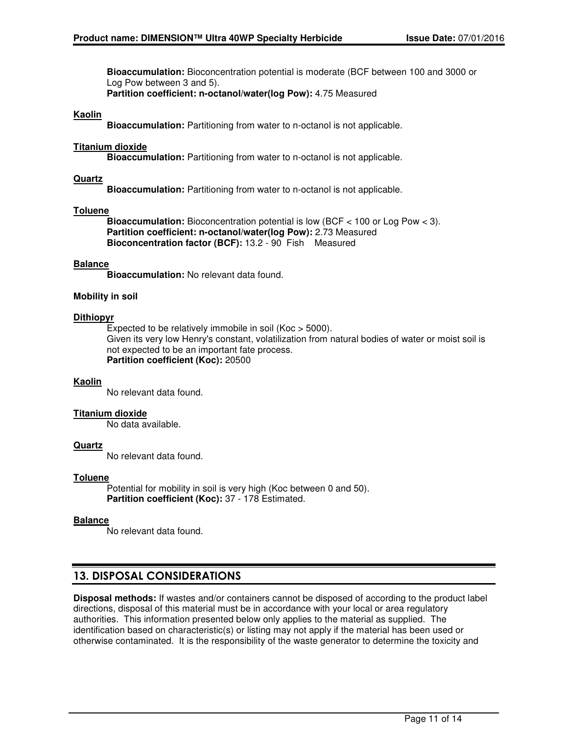**Bioaccumulation:** Bioconcentration potential is moderate (BCF between 100 and 3000 or Log Pow between 3 and 5).
**Partition coefficient: n-octanol/water(log Pow):** 4.75 Measured

**Kaolin**

**Bioaccumulation:** Partitioning from water to n-octanol is not applicable.

**Titanium dioxide**

**Bioaccumulation:** Partitioning from water to n-octanol is not applicable.

**Quartz**

**Bioaccumulation:** Partitioning from water to n-octanol is not applicable.

**Toluene**

**Bioaccumulation:** Bioconcentration potential is low (BCF < 100 or Log Pow < 3).
**Partition coefficient: n-octanol/water(log Pow):** 2.73 Measured
**Bioconcentration factor (BCF):** 13.2 - 90 Fish Measured

**Balance**

**Bioaccumulation:** No relevant data found.

**Mobility in soil**

**Dithiopyr**

Expected to be relatively immobile in soil (Koc > 5000).
Given its very low Henry's constant, volatilization from natural bodies of water or moist soil is not expected to be an important fate process.
**Partition coefficient (Koc):** 20500

**Kaolin**

No relevant data found.

**Titanium dioxide**

No data available.

**Quartz**

No relevant data found.

**Toluene**

Potential for mobility in soil is very high (Koc between 0 and 50).
**Partition coefficient (Koc):** 37 - 178 Estimated.

**Balance**

No relevant data found.

## 13. DISPOSAL CONSIDERATIONS

**Disposal methods:** If wastes and/or containers cannot be disposed of according to the product label directions, disposal of this material must be in accordance with your local or area regulatory authorities. This information presented below only applies to the material as supplied. The identification based on characteristic(s) or listing may not apply if the material has been used or otherwise contaminated. It is the responsibility of the waste generator to determine the toxicity and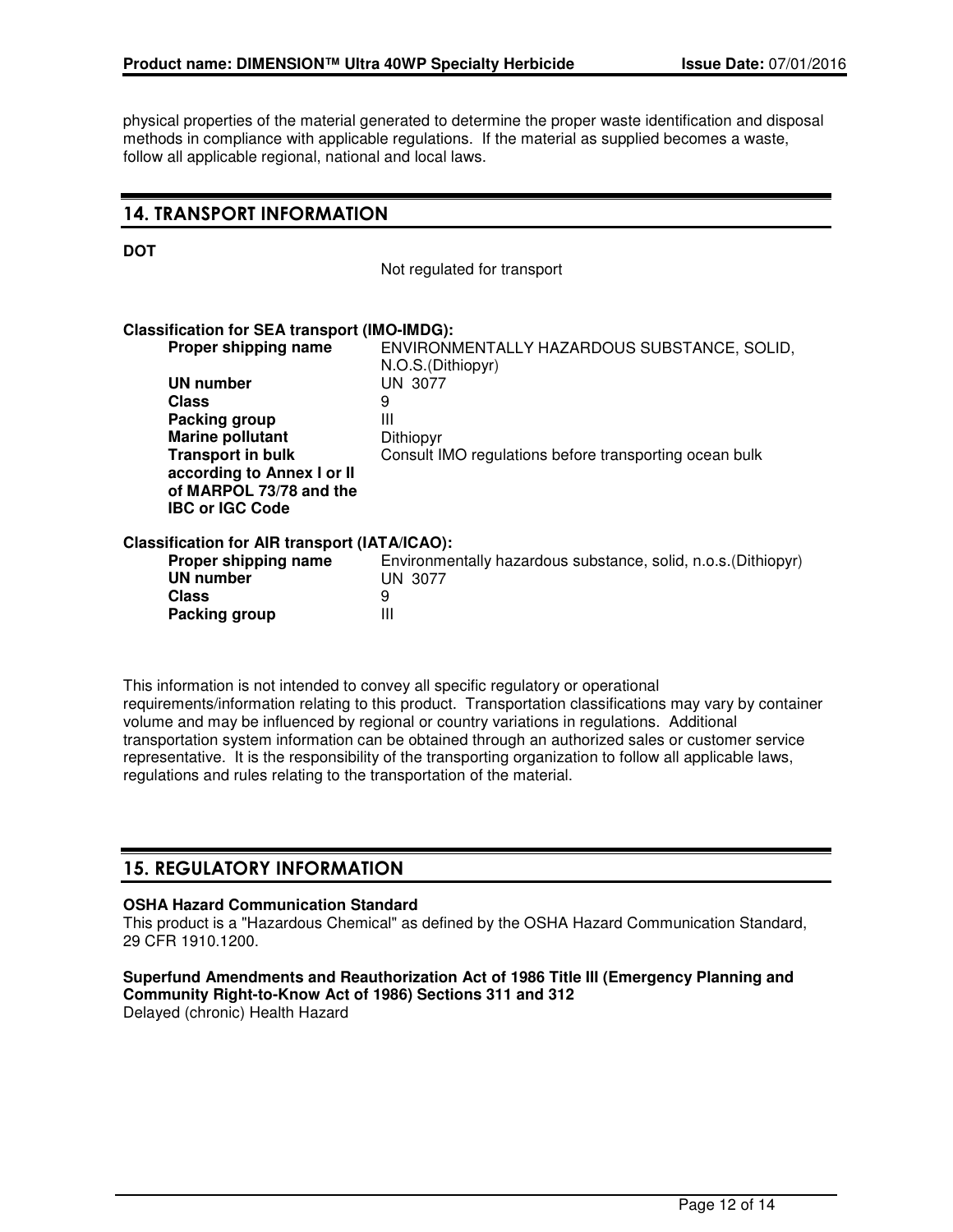physical properties of the material generated to determine the proper waste identification and disposal methods in compliance with applicable regulations. If the material as supplied becomes a waste, follow all applicable regional, national and local laws.

## 14. TRANSPORT INFORMATION

**DOT**

Not regulated for transport

**Classification for SEA transport (IMO-IMDG):**

| | |
|---|---|
| **Proper shipping name** | ENVIRONMENTALLY HAZARDOUS SUBSTANCE, SOLID, N.O.S.(Dithiopyr) |
| **UN number** | UN 3077 |
| **Class** | 9 |
| **Packing group** | III |
| **Marine pollutant** | Dithiopyr |
| **Transport in bulk according to Annex I or II of MARPOL 73/78 and the IBC or IGC Code** | Consult IMO regulations before transporting ocean bulk |

**Classification for AIR transport (IATA/ICAO):**

| | |
|---|---|
| **Proper shipping name** | Environmentally hazardous substance, solid, n.o.s.(Dithiopyr) |
| **UN number** | UN 3077 |
| **Class** | 9 |
| **Packing group** | III |

This information is not intended to convey all specific regulatory or operational requirements/information relating to this product. Transportation classifications may vary by container volume and may be influenced by regional or country variations in regulations. Additional transportation system information can be obtained through an authorized sales or customer service representative. It is the responsibility of the transporting organization to follow all applicable laws, regulations and rules relating to the transportation of the material.

## 15. REGULATORY INFORMATION

**OSHA Hazard Communication Standard**
This product is a "Hazardous Chemical" as defined by the OSHA Hazard Communication Standard, 29 CFR 1910.1200.

**Superfund Amendments and Reauthorization Act of 1986 Title III (Emergency Planning and Community Right-to-Know Act of 1986) Sections 311 and 312**
Delayed (chronic) Health Hazard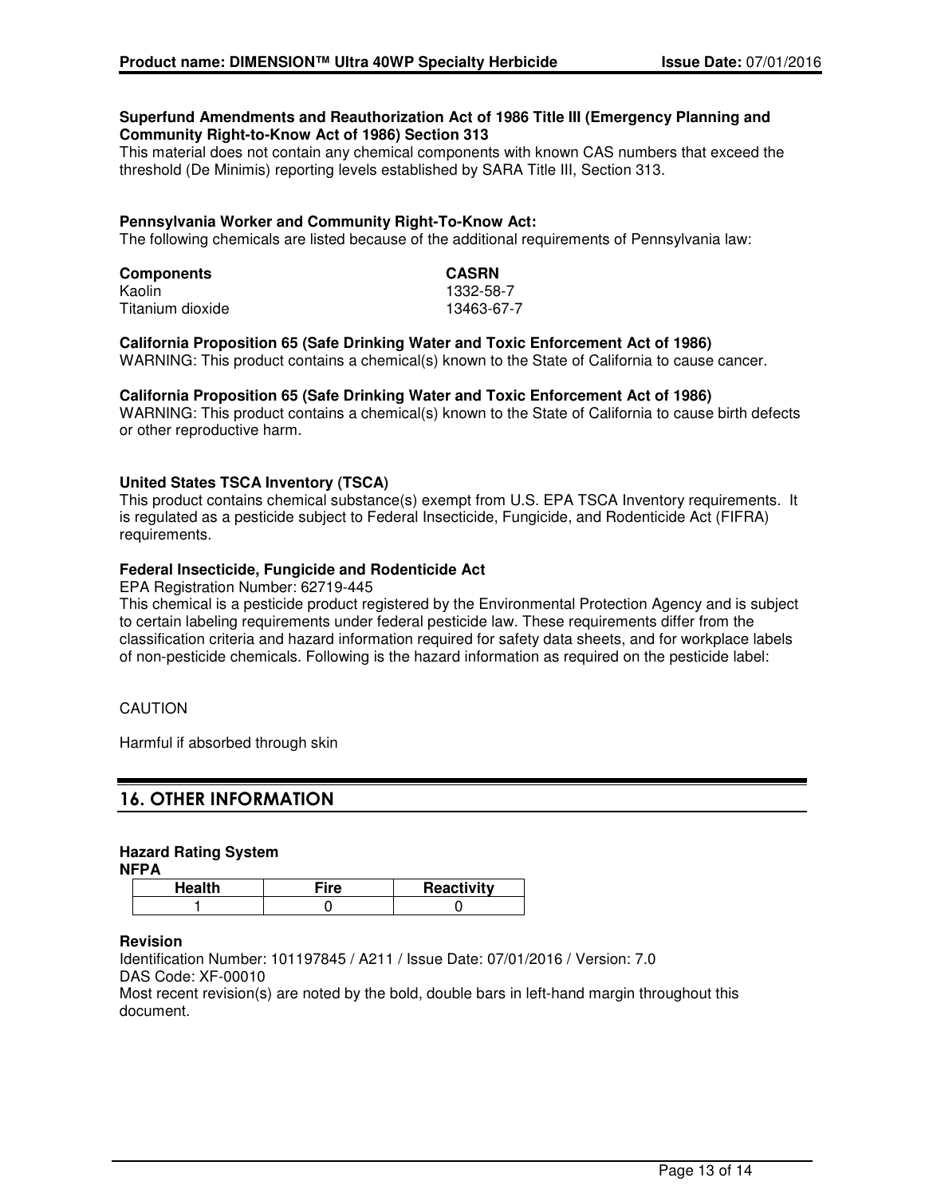**Superfund Amendments and Reauthorization Act of 1986 Title III (Emergency Planning and Community Right-to-Know Act of 1986) Section 313**
This material does not contain any chemical components with known CAS numbers that exceed the threshold (De Minimis) reporting levels established by SARA Title III, Section 313.

**Pennsylvania Worker and Community Right-To-Know Act:**
The following chemicals are listed because of the additional requirements of Pennsylvania law:

| Components | CASRN |
|---|---|
| Kaolin | 1332-58-7 |
| Titanium dioxide | 13463-67-7 |

**California Proposition 65 (Safe Drinking Water and Toxic Enforcement Act of 1986)**
WARNING: This product contains a chemical(s) known to the State of California to cause cancer.

**California Proposition 65 (Safe Drinking Water and Toxic Enforcement Act of 1986)**
WARNING: This product contains a chemical(s) known to the State of California to cause birth defects or other reproductive harm.

**United States TSCA Inventory (TSCA)**
This product contains chemical substance(s) exempt from U.S. EPA TSCA Inventory requirements. It is regulated as a pesticide subject to Federal Insecticide, Fungicide, and Rodenticide Act (FIFRA) requirements.

**Federal Insecticide, Fungicide and Rodenticide Act**
EPA Registration Number: 62719-445
This chemical is a pesticide product registered by the Environmental Protection Agency and is subject to certain labeling requirements under federal pesticide law. These requirements differ from the classification criteria and hazard information required for safety data sheets, and for workplace labels of non-pesticide chemicals. Following is the hazard information as required on the pesticide label:

CAUTION

Harmful if absorbed through skin

## 16. OTHER INFORMATION

**Hazard Rating System**
**NFPA**

| Health | Fire | Reactivity |
|---|---|---|
| 1 | 0 | 0 |

**Revision**
Identification Number: 101197845 / A211 / Issue Date: 07/01/2016 / Version: 7.0
DAS Code: XF-00010
Most recent revision(s) are noted by the bold, double bars in left-hand margin throughout this document.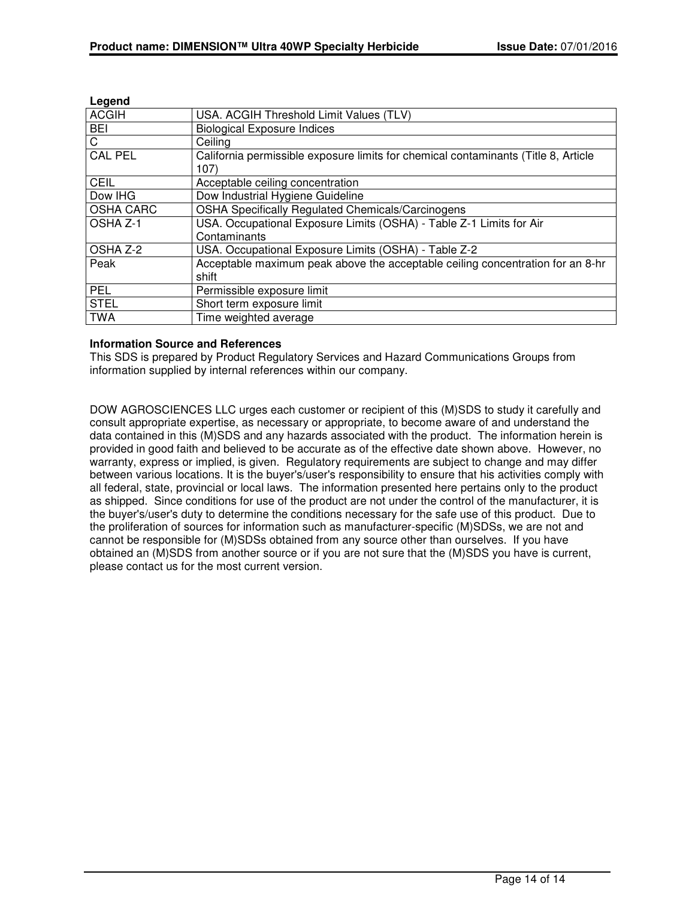**Legend**

| | |
|---|---|
| ACGIH | USA. ACGIH Threshold Limit Values (TLV) |
| BEI | Biological Exposure Indices |
| C | Ceiling |
| CAL PEL | California permissible exposure limits for chemical contaminants (Title 8, Article 107) |
| CEIL | Acceptable ceiling concentration |
| Dow IHG | Dow Industrial Hygiene Guideline |
| OSHA CARC | OSHA Specifically Regulated Chemicals/Carcinogens |
| OSHA Z-1 | USA. Occupational Exposure Limits (OSHA) - Table Z-1 Limits for Air Contaminants |
| OSHA Z-2 | USA. Occupational Exposure Limits (OSHA) - Table Z-2 |
| Peak | Acceptable maximum peak above the acceptable ceiling concentration for an 8-hr shift |
| PEL | Permissible exposure limit |
| STEL | Short term exposure limit |
| TWA | Time weighted average |

**Information Source and References**

This SDS is prepared by Product Regulatory Services and Hazard Communications Groups from information supplied by internal references within our company.

DOW AGROSCIENCES LLC urges each customer or recipient of this (M)SDS to study it carefully and consult appropriate expertise, as necessary or appropriate, to become aware of and understand the data contained in this (M)SDS and any hazards associated with the product. The information herein is provided in good faith and believed to be accurate as of the effective date shown above. However, no warranty, express or implied, is given. Regulatory requirements are subject to change and may differ between various locations. It is the buyer's/user's responsibility to ensure that his activities comply with all federal, state, provincial or local laws. The information presented here pertains only to the product as shipped. Since conditions for use of the product are not under the control of the manufacturer, it is the buyer's/user's duty to determine the conditions necessary for the safe use of this product. Due to the proliferation of sources for information such as manufacturer-specific (M)SDSs, we are not and cannot be responsible for (M)SDSs obtained from any source other than ourselves. If you have obtained an (M)SDS from another source or if you are not sure that the (M)SDS you have is current, please contact us for the most current version.